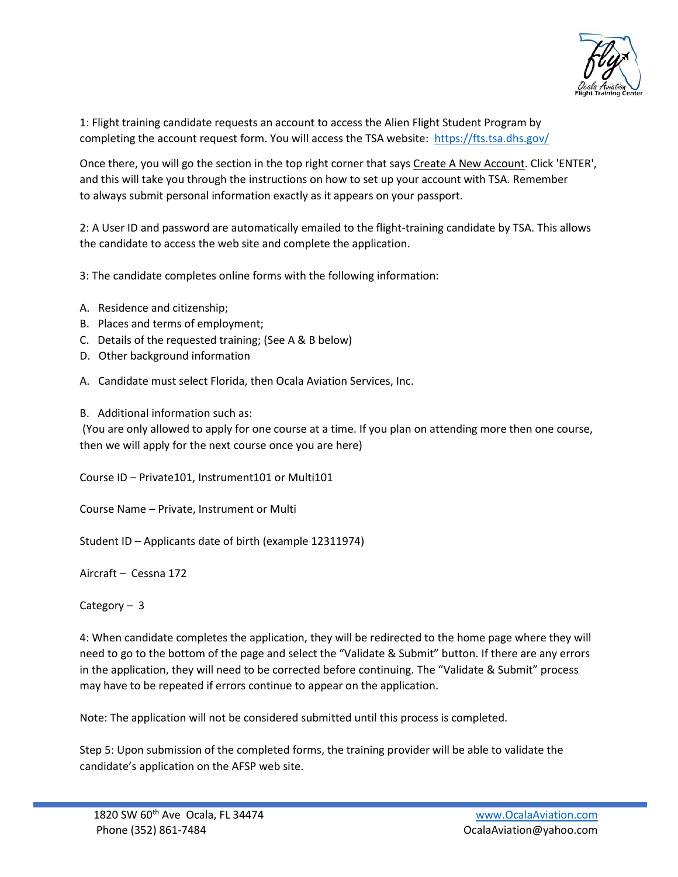1: Flight training candidate requests an account to access the Alien Flight Student Program by completing the account request form. You will access the TSA website: https://fts.tsa.dhs.gov/

Once there, you will go the section in the top right corner that says Create A New Account. Click 'ENTER', and this will take you through the instructions on how to set up your account with TSA. Remember to always submit personal information exactly as it appears on your passport.

2: A User ID and password are automatically emailed to the flight-training candidate by TSA. This allows the candidate to access the web site and complete the application.

3: The candidate completes online forms with the following information:

A. Residence and citizenship;
B. Places and terms of employment;
C. Details of the requested training; (See A & B below)
D. Other background information

A. Candidate must select Florida, then Ocala Aviation Services, Inc.

B. Additional information such as:
(You are only allowed to apply for one course at a time. If you plan on attending more then one course, then we will apply for the next course once you are here)

Course ID – Private101, Instrument101 or Multi101

Course Name – Private, Instrument or Multi

Student ID – Applicants date of birth (example 12311974)

Aircraft – Cessna 172

Category – 3

4: When candidate completes the application, they will be redirected to the home page where they will need to go to the bottom of the page and select the "Validate & Submit" button. If there are any errors in the application, they will need to be corrected before continuing. The "Validate & Submit" process may have to be repeated if errors continue to appear on the application.

Note: The application will not be considered submitted until this process is completed.

Step 5: Upon submission of the completed forms, the training provider will be able to validate the candidate's application on the AFSP web site.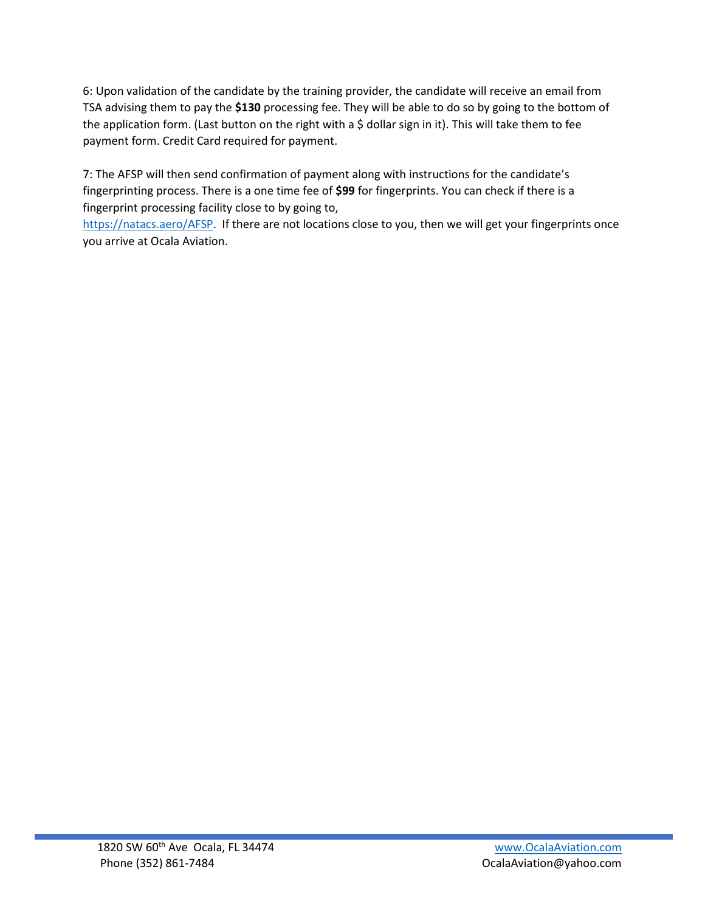6: Upon validation of the candidate by the training provider, the candidate will receive an email from TSA advising them to pay the **$130** processing fee. They will be able to do so by going to the bottom of the application form. (Last button on the right with a $ dollar sign in it). This will take them to fee payment form. Credit Card required for payment.

7: The AFSP will then send confirmation of payment along with instructions for the candidate's fingerprinting process. There is a one time fee of **$99** for fingerprints. You can check if there is a fingerprint processing facility close to by going to, [https://natacs.aero/AFSP](https://natacs.aero/AFSP). If there are not locations close to you, then we will get your fingerprints once you arrive at Ocala Aviation.